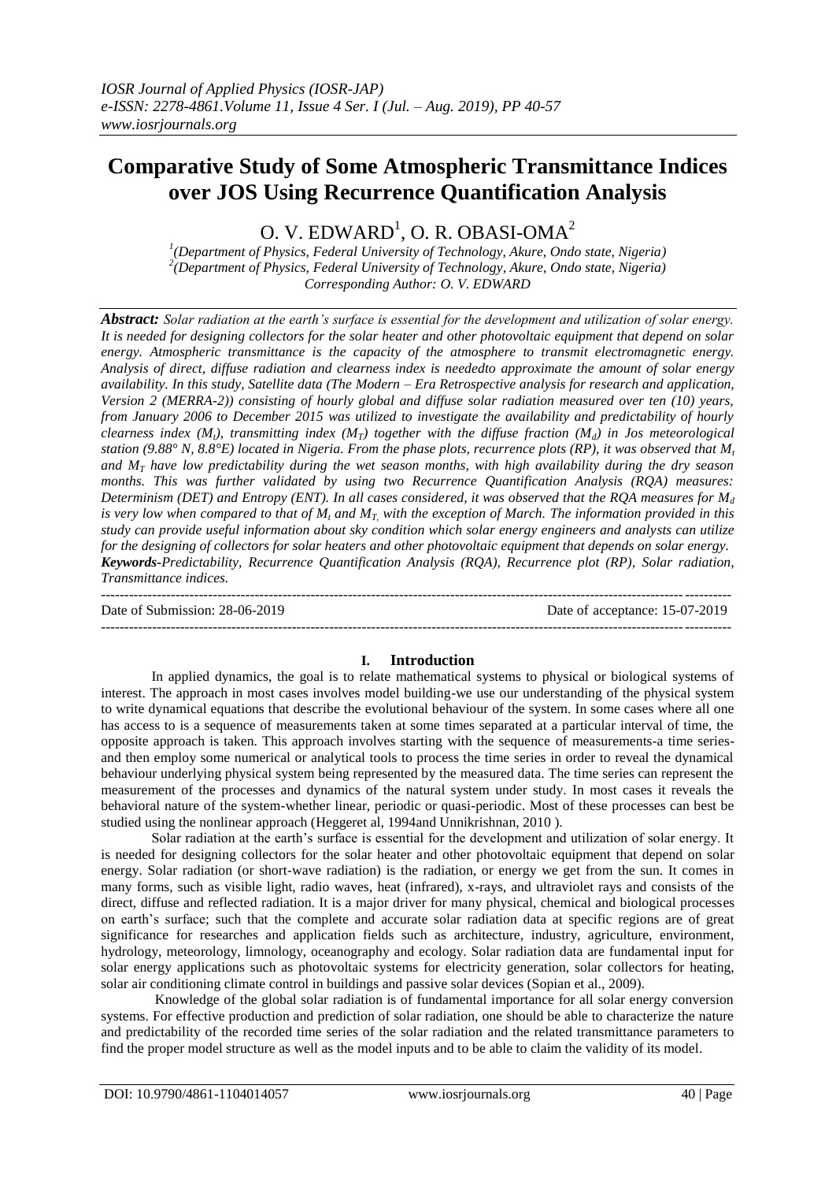# Comparative Study of Some Atmospheric Transmittance Indices over JOS Using Recurrence Quantification Analysis

O. V. EDWARD[1], O. R. OBASI-OMA[2]

[1](Department of Physics, Federal University of Technology, Akure, Ondo state, Nigeria)
[2](Department of Physics, Federal University of Technology, Akure, Ondo state, Nigeria)
Corresponding Author: O. V. EDWARD

***Abstract:*** *Solar radiation at the earth's surface is essential for the development and utilization of solar energy. It is needed for designing collectors for the solar heater and other photovoltaic equipment that depend on solar energy. Atmospheric transmittance is the capacity of the atmosphere to transmit electromagnetic energy. Analysis of direct, diffuse radiation and clearness index is neededto approximate the amount of solar energy availability. In this study, Satellite data (The Modern – Era Retrospective analysis for research and application, Version 2 (MERRA-2)) consisting of hourly global and diffuse solar radiation measured over ten (10) years, from January 2006 to December 2015 was utilized to investigate the availability and predictability of hourly clearness index ($M_t$), transmitting index ($M_T$) together with the diffuse fraction ($M_d$) in Jos meteorological station (9.88° N, 8.8°E) located in Nigeria. From the phase plots, recurrence plots (RP), it was observed that $M_t$ and $M_T$ have low predictability during the wet season months, with high availability during the dry season months. This was further validated by using two Recurrence Quantification Analysis (RQA) measures: Determinism (DET) and Entropy (ENT). In all cases considered, it was observed that the RQA measures for $M_d$ is very low when compared to that of $M_t$ and $M_T$, with the exception of March. The information provided in this study can provide useful information about sky condition which solar energy engineers and analysts can utilize for the designing of collectors for solar heaters and other photovoltaic equipment that depends on solar energy.*
***Keywords-****Predictability, Recurrence Quantification Analysis (RQA), Recurrence plot (RP), Solar radiation, Transmittance indices.*

---

Date of Submission: 28-06-2019 | Date of acceptance: 15-07-2019

---

## I. Introduction

In applied dynamics, the goal is to relate mathematical systems to physical or biological systems of interest. The approach in most cases involves model building-we use our understanding of the physical system to write dynamical equations that describe the evolutional behaviour of the system. In some cases where all one has access to is a sequence of measurements taken at some times separated at a particular interval of time, the opposite approach is taken. This approach involves starting with the sequence of measurements-a time series-and then employ some numerical or analytical tools to process the time series in order to reveal the dynamical behaviour underlying physical system being represented by the measured data. The time series can represent the measurement of the processes and dynamics of the natural system under study. In most cases it reveals the behavioral nature of the system-whether linear, periodic or quasi-periodic. Most of these processes can best be studied using the nonlinear approach (Heggeret al, 1994and Unnikrishnan, 2010 ).

Solar radiation at the earth's surface is essential for the development and utilization of solar energy. It is needed for designing collectors for the solar heater and other photovoltaic equipment that depend on solar energy. Solar radiation (or short-wave radiation) is the radiation, or energy we get from the sun. It comes in many forms, such as visible light, radio waves, heat (infrared), x-rays, and ultraviolet rays and consists of the direct, diffuse and reflected radiation. It is a major driver for many physical, chemical and biological processes on earth's surface; such that the complete and accurate solar radiation data at specific regions are of great significance for researches and application fields such as architecture, industry, agriculture, environment, hydrology, meteorology, limnology, oceanography and ecology. Solar radiation data are fundamental input for solar energy applications such as photovoltaic systems for electricity generation, solar collectors for heating, solar air conditioning climate control in buildings and passive solar devices (Sopian et al., 2009).

Knowledge of the global solar radiation is of fundamental importance for all solar energy conversion systems. For effective production and prediction of solar radiation, one should be able to characterize the nature and predictability of the recorded time series of the solar radiation and the related transmittance parameters to find the proper model structure as well as the model inputs and to be able to claim the validity of its model.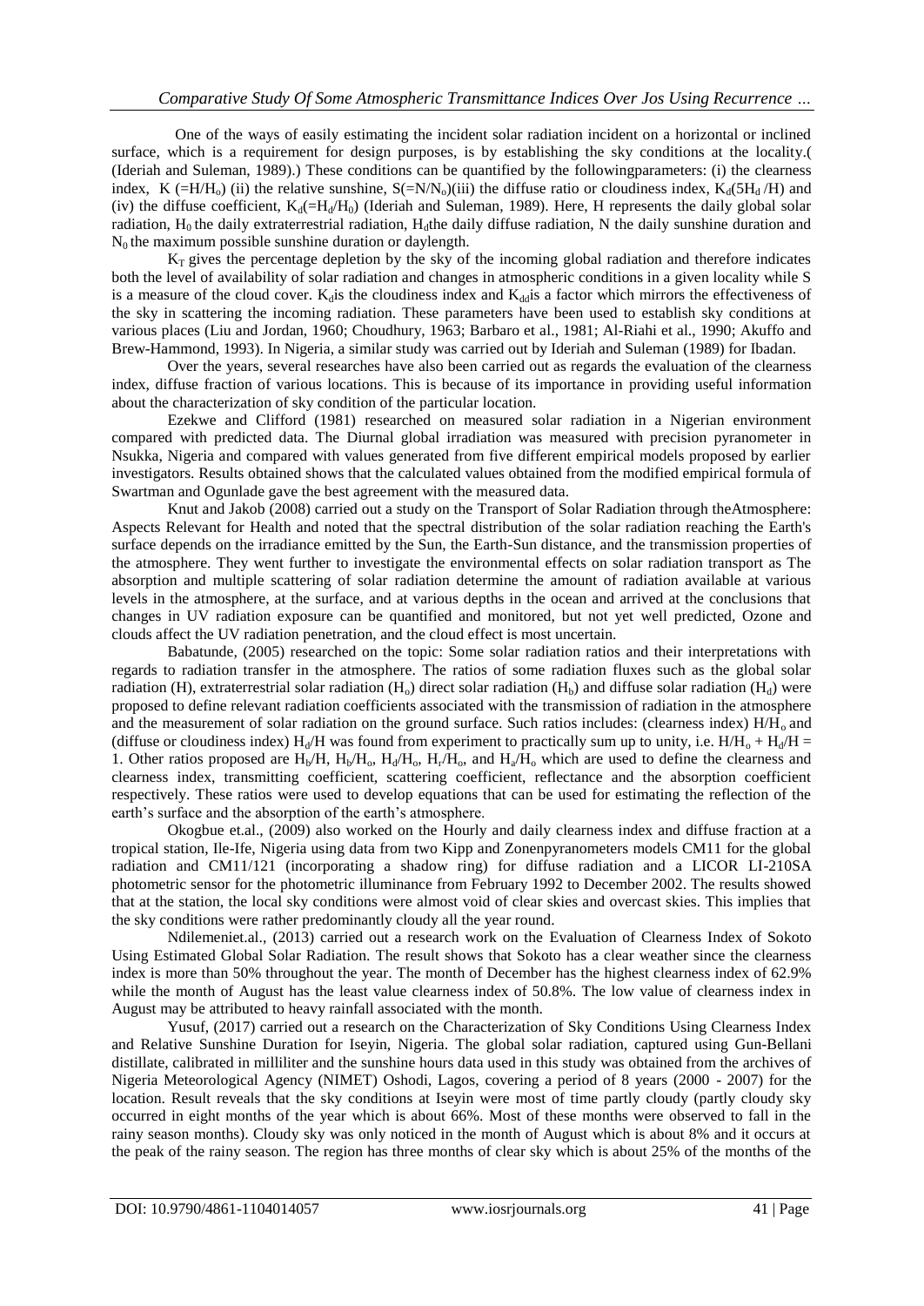One of the ways of easily estimating the incident solar radiation incident on a horizontal or inclined surface, which is a requirement for design purposes, is by establishing the sky conditions at the locality.( (Ideriah and Suleman, 1989).) These conditions can be quantified by the followingparameters: (i) the clearness index, K $(=H/H_o)$ (ii) the relative sunshine, $S(=N/N_o)$(iii) the diffuse ratio or cloudiness index, $K_d(5H_d /H)$ and (iv) the diffuse coefficient, $K_d(=H_d/H_0)$ (Ideriah and Suleman, 1989). Here, H represents the daily global solar radiation, $H_0$ the daily extraterrestrial radiation, $H_d$the daily diffuse radiation, N the daily sunshine duration and $N_0$ the maximum possible sunshine duration or daylength.

$K_T$ gives the percentage depletion by the sky of the incoming global radiation and therefore indicates both the level of availability of solar radiation and changes in atmospheric conditions in a given locality while S is a measure of the cloud cover. $K_d$is the cloudiness index and $K_{dd}$is a factor which mirrors the effectiveness of the sky in scattering the incoming radiation. These parameters have been used to establish sky conditions at various places (Liu and Jordan, 1960; Choudhury, 1963; Barbaro et al., 1981; Al-Riahi et al., 1990; Akuffo and Brew-Hammond, 1993). In Nigeria, a similar study was carried out by Ideriah and Suleman (1989) for Ibadan.

Over the years, several researches have also been carried out as regards the evaluation of the clearness index, diffuse fraction of various locations. This is because of its importance in providing useful information about the characterization of sky condition of the particular location.

Ezekwe and Clifford (1981) researched on measured solar radiation in a Nigerian environment compared with predicted data. The Diurnal global irradiation was measured with precision pyranometer in Nsukka, Nigeria and compared with values generated from five different empirical models proposed by earlier investigators. Results obtained shows that the calculated values obtained from the modified empirical formula of Swartman and Ogunlade gave the best agreement with the measured data.

Knut and Jakob (2008) carried out a study on the Transport of Solar Radiation through theAtmosphere: Aspects Relevant for Health and noted that the spectral distribution of the solar radiation reaching the Earth's surface depends on the irradiance emitted by the Sun, the Earth-Sun distance, and the transmission properties of the atmosphere. They went further to investigate the environmental effects on solar radiation transport as The absorption and multiple scattering of solar radiation determine the amount of radiation available at various levels in the atmosphere, at the surface, and at various depths in the ocean and arrived at the conclusions that changes in UV radiation exposure can be quantified and monitored, but not yet well predicted, Ozone and clouds affect the UV radiation penetration, and the cloud effect is most uncertain.

Babatunde, (2005) researched on the topic: Some solar radiation ratios and their interpretations with regards to radiation transfer in the atmosphere. The ratios of some radiation fluxes such as the global solar radiation (H), extraterrestrial solar radiation $(H_o)$ direct solar radiation $(H_b)$ and diffuse solar radiation $(H_d)$ were proposed to define relevant radiation coefficients associated with the transmission of radiation in the atmosphere and the measurement of solar radiation on the ground surface. Such ratios includes: (clearness index) $H/H_o$ and (diffuse or cloudiness index) $H_d/H$ was found from experiment to practically sum up to unity, i.e. $H/H_o + H_d/H = 1$. Other ratios proposed are $H_b/H$, $H_b/H_o$, $H_d/H_o$, $H_r/H_o$, and $H_a/H_o$ which are used to define the clearness and clearness index, transmitting coefficient, scattering coefficient, reflectance and the absorption coefficient respectively. These ratios were used to develop equations that can be used for estimating the reflection of the earth's surface and the absorption of the earth's atmosphere.

Okogbue et.al., (2009) also worked on the Hourly and daily clearness index and diffuse fraction at a tropical station, Ile-Ife, Nigeria using data from two Kipp and Zonenpyranometers models CM11 for the global radiation and CM11/121 (incorporating a shadow ring) for diffuse radiation and a LICOR LI-210SA photometric sensor for the photometric illuminance from February 1992 to December 2002. The results showed that at the station, the local sky conditions were almost void of clear skies and overcast skies. This implies that the sky conditions were rather predominantly cloudy all the year round.

Ndilemeniet.al., (2013) carried out a research work on the Evaluation of Clearness Index of Sokoto Using Estimated Global Solar Radiation. The result shows that Sokoto has a clear weather since the clearness index is more than 50% throughout the year. The month of December has the highest clearness index of 62.9% while the month of August has the least value clearness index of 50.8%. The low value of clearness index in August may be attributed to heavy rainfall associated with the month.

Yusuf, (2017) carried out a research on the Characterization of Sky Conditions Using Clearness Index and Relative Sunshine Duration for Iseyin, Nigeria. The global solar radiation, captured using Gun-Bellani distillate, calibrated in milliliter and the sunshine hours data used in this study was obtained from the archives of Nigeria Meteorological Agency (NIMET) Oshodi, Lagos, covering a period of 8 years (2000 - 2007) for the location. Result reveals that the sky conditions at Iseyin were most of time partly cloudy (partly cloudy sky occurred in eight months of the year which is about 66%. Most of these months were observed to fall in the rainy season months). Cloudy sky was only noticed in the month of August which is about 8% and it occurs at the peak of the rainy season. The region has three months of clear sky which is about 25% of the months of the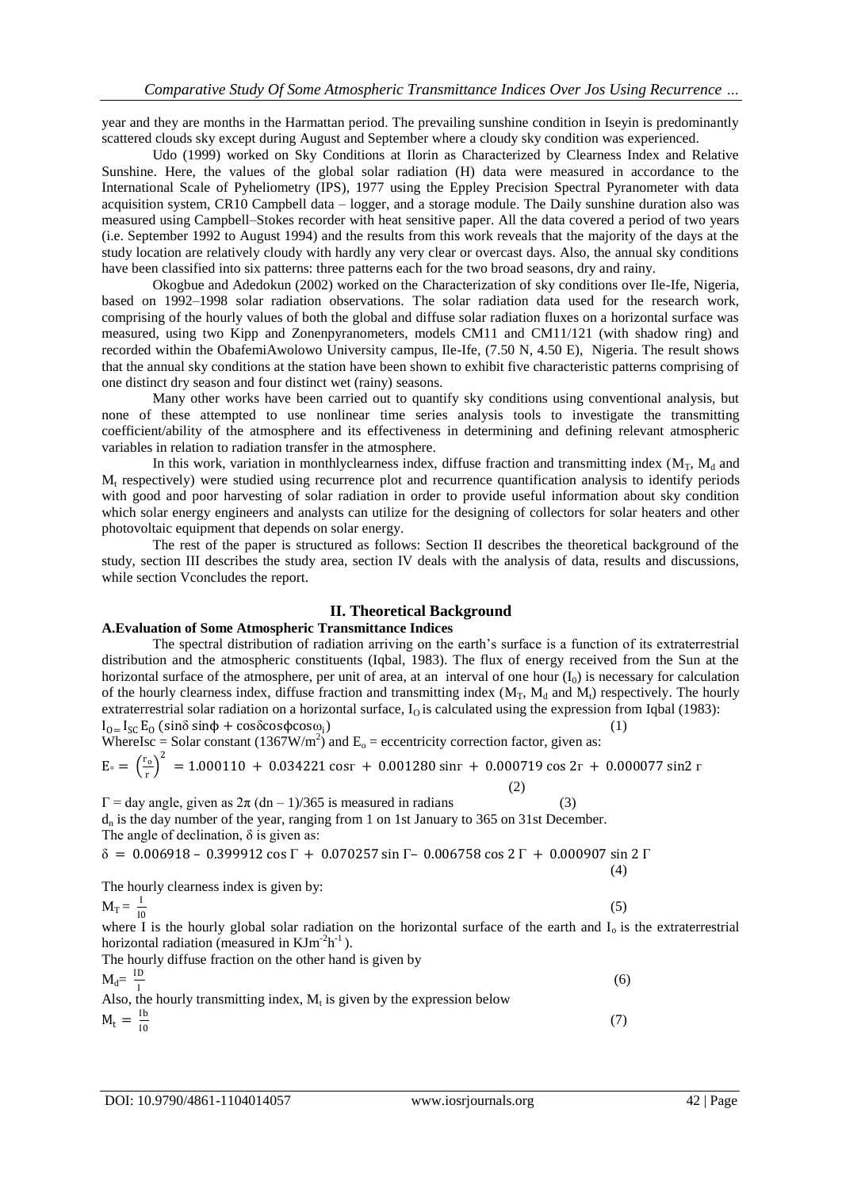year and they are months in the Harmattan period. The prevailing sunshine condition in Iseyin is predominantly scattered clouds sky except during August and September where a cloudy sky condition was experienced.

Udo (1999) worked on Sky Conditions at Ilorin as Characterized by Clearness Index and Relative Sunshine. Here, the values of the global solar radiation (H) data were measured in accordance to the International Scale of Pyheliometry (IPS), 1977 using the Eppley Precision Spectral Pyranometer with data acquisition system, CR10 Campbell data – logger, and a storage module. The Daily sunshine duration also was measured using Campbell–Stokes recorder with heat sensitive paper. All the data covered a period of two years (i.e. September 1992 to August 1994) and the results from this work reveals that the majority of the days at the study location are relatively cloudy with hardly any very clear or overcast days. Also, the annual sky conditions have been classified into six patterns: three patterns each for the two broad seasons, dry and rainy.

Okogbue and Adedokun (2002) worked on the Characterization of sky conditions over Ile-Ife, Nigeria, based on 1992–1998 solar radiation observations. The solar radiation data used for the research work, comprising of the hourly values of both the global and diffuse solar radiation fluxes on a horizontal surface was measured, using two Kipp and Zonenpyranometers, models CM11 and CM11/121 (with shadow ring) and recorded within the ObafemiAwolowo University campus, Ile-Ife, (7.50 N, 4.50 E), Nigeria. The result shows that the annual sky conditions at the station have been shown to exhibit five characteristic patterns comprising of one distinct dry season and four distinct wet (rainy) seasons.

Many other works have been carried out to quantify sky conditions using conventional analysis, but none of these attempted to use nonlinear time series analysis tools to investigate the transmitting coefficient/ability of the atmosphere and its effectiveness in determining and defining relevant atmospheric variables in relation to radiation transfer in the atmosphere.

In this work, variation in monthlyclearness index, diffuse fraction and transmitting index ($M_T$, $M_d$ and $M_t$ respectively) were studied using recurrence plot and recurrence quantification analysis to identify periods with good and poor harvesting of solar radiation in order to provide useful information about sky condition which solar energy engineers and analysts can utilize for the designing of collectors for solar heaters and other photovoltaic equipment that depends on solar energy.

The rest of the paper is structured as follows: Section II describes the theoretical background of the study, section III describes the study area, section IV deals with the analysis of data, results and discussions, while section Vconcludes the report.

## II. Theoretical Background

### A.Evaluation of Some Atmospheric Transmittance Indices

The spectral distribution of radiation arriving on the earth's surface is a function of its extraterrestrial distribution and the atmospheric constituents (Iqbal, 1983). The flux of energy received from the Sun at the horizontal surface of the atmosphere, per unit of area, at an interval of one hour ($I_0$) is necessary for calculation of the hourly clearness index, diffuse fraction and transmitting index ($M_T$, $M_d$ and $M_t$) respectively. The hourly extraterrestrial solar radiation on a horizontal surface, $I_O$ is calculated using the expression from Iqbal (1983):

$$I_O = I_{SC} E_0 (\sin\delta \sin\phi + \cos\delta\cos\phi\cos\omega_i) \quad (1)$$

WhereIsc = Solar constant (1367W/m$^2$) and $E_o$ = eccentricity correction factor, given as:

$$E_\circ = \left(\frac{r_o}{r}\right)^2 = 1.000110 + 0.034221\cos\Gamma + 0.001280\sin\Gamma + 0.000719\cos 2\Gamma + 0.000077\sin 2\Gamma \quad (2)$$

$\Gamma$ = day angle, given as $2\pi\,(d_n - 1)/365$ is measured in radians (3)

$d_n$ is the day number of the year, ranging from 1 on 1st January to 365 on 31st December.

The angle of declination, $\delta$ is given as:

$$\delta = 0.006918 - 0.399912\cos\Gamma + 0.070257\sin\Gamma - 0.006758\cos 2\Gamma + 0.000907\sin 2\Gamma \quad (4)$$

The hourly clearness index is given by:

$$M_T = \frac{I}{I_0} \quad (5)$$

where I is the hourly global solar radiation on the horizontal surface of the earth and $I_o$ is the extraterrestrial horizontal radiation (measured in KJm$^{-2}$h$^{-1}$ ).

The hourly diffuse fraction on the other hand is given by

$$M_d = \frac{I_D}{I} \quad (6)$$

Also, the hourly transmitting index, $M_t$ is given by the expression below

$$M_t = \frac{I_b}{I_0} \quad (7)$$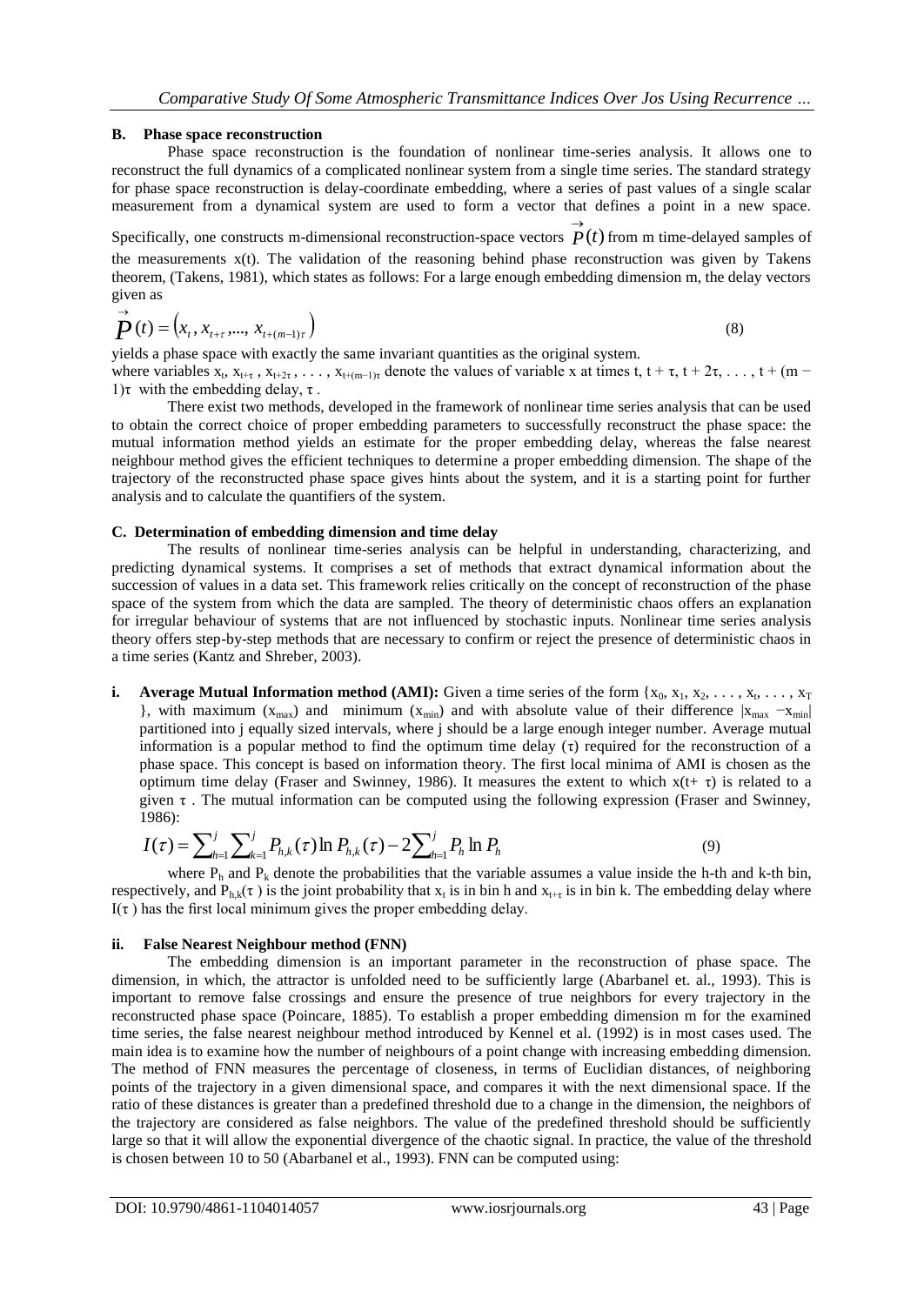### B. Phase space reconstruction

Phase space reconstruction is the foundation of nonlinear time-series analysis. It allows one to reconstruct the full dynamics of a complicated nonlinear system from a single time series. The standard strategy for phase space reconstruction is delay-coordinate embedding, where a series of past values of a single scalar measurement from a dynamical system are used to form a vector that defines a point in a new space. Specifically, one constructs m-dimensional reconstruction-space vectors $\vec{P}(t)$ from m time-delayed samples of the measurements x(t). The validation of the reasoning behind phase reconstruction was given by Takens theorem, (Takens, 1981), which states as follows: For a large enough embedding dimension m, the delay vectors given as

$$\vec{P}(t) = \left(x_t, x_{t+\tau}, ..., x_{t+(m-1)\tau}\right) \tag{8}$$

yields a phase space with exactly the same invariant quantities as the original system.
where variables $x_t$, $x_{t+\tau}$, $x_{t+2\tau}$, . . . , $x_{t+(m-1)\tau}$ denote the values of variable x at times t, t + τ, t + 2τ, . . . , t + (m − 1)τ with the embedding delay, τ.

There exist two methods, developed in the framework of nonlinear time series analysis that can be used to obtain the correct choice of proper embedding parameters to successfully reconstruct the phase space: the mutual information method yields an estimate for the proper embedding delay, whereas the false nearest neighbour method gives the efficient techniques to determine a proper embedding dimension. The shape of the trajectory of the reconstructed phase space gives hints about the system, and it is a starting point for further analysis and to calculate the quantifiers of the system.

### C. Determination of embedding dimension and time delay

The results of nonlinear time-series analysis can be helpful in understanding, characterizing, and predicting dynamical systems. It comprises a set of methods that extract dynamical information about the succession of values in a data set. This framework relies critically on the concept of reconstruction of the phase space of the system from which the data are sampled. The theory of deterministic chaos offers an explanation for irregular behaviour of systems that are not influenced by stochastic inputs. Nonlinear time series analysis theory offers step-by-step methods that are necessary to confirm or reject the presence of deterministic chaos in a time series (Kantz and Shreber, 2003).

**i. Average Mutual Information method (AMI):** Given a time series of the form $\{x_0, x_1, x_2, \ldots, x_t, \ldots, x_T\}$, with maximum ($x_{max}$) and minimum ($x_{min}$) and with absolute value of their difference $|x_{max} - x_{min}|$ partitioned into j equally sized intervals, where j should be a large enough integer number. Average mutual information is a popular method to find the optimum time delay (τ) required for the reconstruction of a phase space. This concept is based on information theory. The first local minima of AMI is chosen as the optimum time delay (Fraser and Swinney, 1986). It measures the extent to which x(t+ τ) is related to a given τ. The mutual information can be computed using the following expression (Fraser and Swinney, 1986):

$$I(\tau) = \sum_{h=1}^{j}\sum_{k=1}^{j} P_{h,k}(\tau)\ln P_{h,k}(\tau) - 2\sum_{h=1}^{j} P_h \ln P_h \tag{9}$$

where $P_h$ and $P_k$ denote the probabilities that the variable assumes a value inside the h-th and k-th bin, respectively, and $P_{h,k}(\tau)$ is the joint probability that $x_t$ is in bin h and $x_{t+\tau}$ is in bin k. The embedding delay where $I(\tau)$ has the first local minimum gives the proper embedding delay.

**ii. False Nearest Neighbour method (FNN)**

The embedding dimension is an important parameter in the reconstruction of phase space. The dimension, in which, the attractor is unfolded need to be sufficiently large (Abarbanel et. al., 1993). This is important to remove false crossings and ensure the presence of true neighbors for every trajectory in the reconstructed phase space (Poincare, 1885). To establish a proper embedding dimension m for the examined time series, the false nearest neighbour method introduced by Kennel et al. (1992) is in most cases used. The main idea is to examine how the number of neighbours of a point change with increasing embedding dimension. The method of FNN measures the percentage of closeness, in terms of Euclidian distances, of neighboring points of the trajectory in a given dimensional space, and compares it with the next dimensional space. If the ratio of these distances is greater than a predefined threshold due to a change in the dimension, the neighbors of the trajectory are considered as false neighbors. The value of the predefined threshold should be sufficiently large so that it will allow the exponential divergence of the chaotic signal. In practice, the value of the threshold is chosen between 10 to 50 (Abarbanel et al., 1993). FNN can be computed using: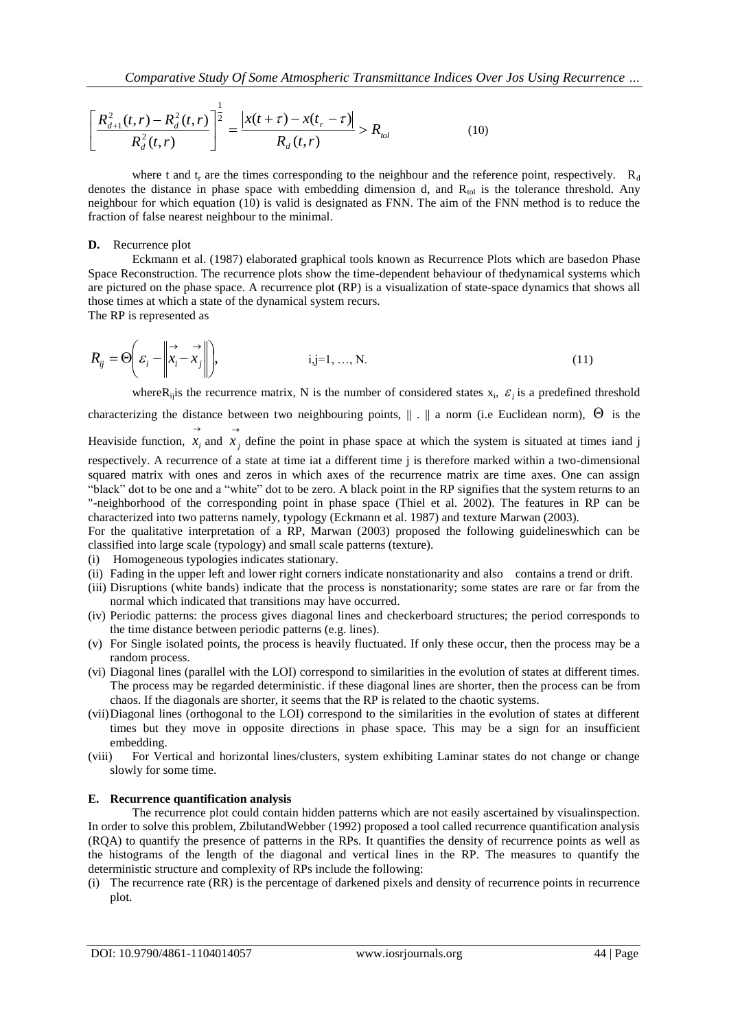$$\left[\frac{R_{d+1}^2(t,r) - R_d^2(t,r)}{R_d^2(t,r)}\right]^{\frac{1}{2}} = \frac{|x(t+\tau) - x(t_r - \tau)|}{R_d(t,r)} > R_{tol} \quad (10)$$

where t and $t_r$ are the times corresponding to the neighbour and the reference point, respectively. $R_d$ denotes the distance in phase space with embedding dimension d, and $R_{tol}$ is the tolerance threshold. Any neighbour for which equation (10) is valid is designated as FNN. The aim of the FNN method is to reduce the fraction of false nearest neighbour to the minimal.

**D.** Recurrence plot

Eckmann et al. (1987) elaborated graphical tools known as Recurrence Plots which are basedon Phase Space Reconstruction. The recurrence plots show the time-dependent behaviour of thedynamical systems which are pictured on the phase space. A recurrence plot (RP) is a visualization of state-space dynamics that shows all those times at which a state of the dynamical system recurs.
The RP is represented as

$$R_{ij} = \Theta\left(\varepsilon_i - \left\|\vec{x}_i - \vec{x}_j\right\|\right), \qquad i,j=1, \ldots, N. \quad (11)$$

where$R_{ij}$is the recurrence matrix, N is the number of considered states $x_i$, $\varepsilon_i$ is a predefined threshold characterizing the distance between two neighbouring points, $\| \cdot \|$ a norm (i.e Euclidean norm), $\Theta$ is the Heaviside function, $\vec{x}_i$ and $\vec{x}_j$ define the point in phase space at which the system is situated at times iand j respectively. A recurrence of a state at time iat a different time j is therefore marked within a two-dimensional squared matrix with ones and zeros in which axes of the recurrence matrix are time axes. One can assign "black" dot to be one and a "white" dot to be zero. A black point in the RP signifies that the system returns to an "-neighborhood of the corresponding point in phase space (Thiel et al. 2002). The features in RP can be characterized into two patterns namely, typology (Eckmann et al. 1987) and texture Marwan (2003).
For the qualitative interpretation of a RP, Marwan (2003) proposed the following guidelineswhich can be classified into large scale (typology) and small scale patterns (texture).

(i) Homogeneous typologies indicates stationary.
(ii) Fading in the upper left and lower right corners indicate nonstationarity and also contains a trend or drift.
(iii) Disruptions (white bands) indicate that the process is nonstationarity; some states are rare or far from the normal which indicated that transitions may have occurred.
(iv) Periodic patterns: the process gives diagonal lines and checkerboard structures; the period corresponds to the time distance between periodic patterns (e.g. lines).
(v) For Single isolated points, the process is heavily fluctuated. If only these occur, then the process may be a random process.
(vi) Diagonal lines (parallel with the LOI) correspond to similarities in the evolution of states at different times. The process may be regarded deterministic. if these diagonal lines are shorter, then the process can be from chaos. If the diagonals are shorter, it seems that the RP is related to the chaotic systems.
(vii) Diagonal lines (orthogonal to the LOI) correspond to the similarities in the evolution of states at different times but they move in opposite directions in phase space. This may be a sign for an insufficient embedding.
(viii) For Vertical and horizontal lines/clusters, system exhibiting Laminar states do not change or change slowly for some time.

**E. Recurrence quantification analysis**

The recurrence plot could contain hidden patterns which are not easily ascertained by visualinspection. In order to solve this problem, ZbilutandWebber (1992) proposed a tool called recurrence quantification analysis (RQA) to quantify the presence of patterns in the RPs. It quantifies the density of recurrence points as well as the histograms of the length of the diagonal and vertical lines in the RP. The measures to quantify the deterministic structure and complexity of RPs include the following:

(i) The recurrence rate (RR) is the percentage of darkened pixels and density of recurrence points in recurrence plot.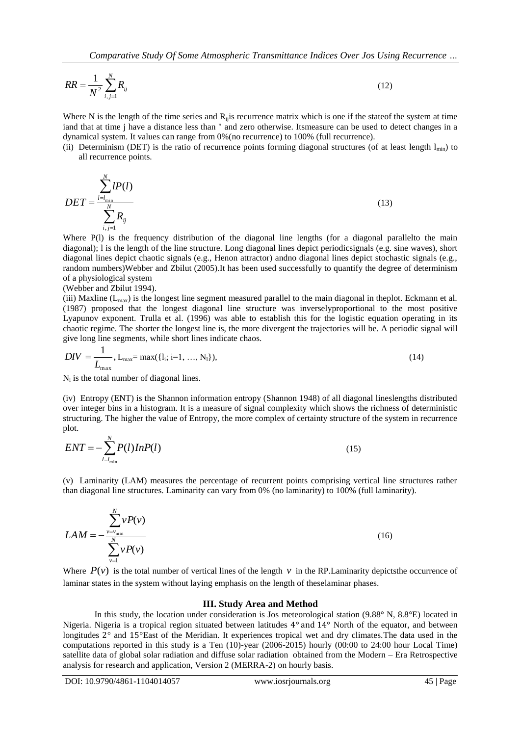$$RR = \frac{1}{N^2} \sum_{i,j=1}^{N} R_{ij} \tag{12}$$

Where N is the length of the time series and $R_{ij}$is recurrence matrix which is one if the stateof the system at time iand that at time j have a distance less than " and zero otherwise. Itsmeasure can be used to detect changes in a dynamical system. It values can range from 0%(no recurrence) to 100% (full recurrence).

(ii) Determinism (DET) is the ratio of recurrence points forming diagonal structures (of at least length $l_{min}$) to all recurrence points.

$$DET = \frac{\sum_{l=l_{min}}^{N} lP(l)}{\sum_{i,j=1}^{N} R_{ij}} \tag{13}$$

Where P(l) is the frequency distribution of the diagonal line lengths (for a diagonal parallelto the main diagonal); l is the length of the line structure. Long diagonal lines depict periodicsignals (e.g. sine waves), short diagonal lines depict chaotic signals (e.g., Henon attractor) andno diagonal lines depict stochastic signals (e.g., random numbers)Webber and Zbilut (2005).It has been used successfully to quantify the degree of determinism of a physiological system (Webber and Zbilut 1994).

(iii) Maxline ($L_{max}$) is the longest line segment measured parallel to the main diagonal in theplot. Eckmann et al. (1987) proposed that the longest diagonal line structure was inverselyproportional to the most positive Lyapunov exponent. Trulla et al. (1996) was able to establish this for the logistic equation operating in its chaotic regime. The shorter the longest line is, the more divergent the trajectories will be. A periodic signal will give long line segments, while short lines indicate chaos.

$$DIV = \frac{1}{L_{max}}, \; L_{max} = \max(\{l_i; i=1, \ldots, N_l\}), \tag{14}$$

$N_l$ is the total number of diagonal lines.

(iv) Entropy (ENT) is the Shannon information entropy (Shannon 1948) of all diagonal lineslengths distributed over integer bins in a histogram. It is a measure of signal complexity which shows the richness of deterministic structuring. The higher the value of Entropy, the more complex of certainty structure of the system in recurrence plot.

$$ENT = -\sum_{l=l_{min}}^{N} P(l) In P(l) \tag{15}$$

(v) Laminarity (LAM) measures the percentage of recurrent points comprising vertical line structures rather than diagonal line structures. Laminarity can vary from 0% (no laminarity) to 100% (full laminarity).

$$LAM = -\frac{\sum_{v=v_{min}}^{N} vP(v)}{\sum_{v=1}^{N} vP(v)} \tag{16}$$

Where $P(v)$ is the total number of vertical lines of the length $v$ in the RP.Laminarity depictsthe occurrence of laminar states in the system without laying emphasis on the length of theselaminar phases.

## III. Study Area and Method

In this study, the location under consideration is Jos meteorological station (9.88° N, 8.8°E) located in Nigeria. Nigeria is a tropical region situated between latitudes 4° and 14° North of the equator, and between longitudes 2° and 15°East of the Meridian. It experiences tropical wet and dry climates.The data used in the computations reported in this study is a Ten (10)-year (2006-2015) hourly (00:00 to 24:00 hour Local Time) satellite data of global solar radiation and diffuse solar radiation obtained from the Modern – Era Retrospective analysis for research and application, Version 2 (MERRA-2) on hourly basis.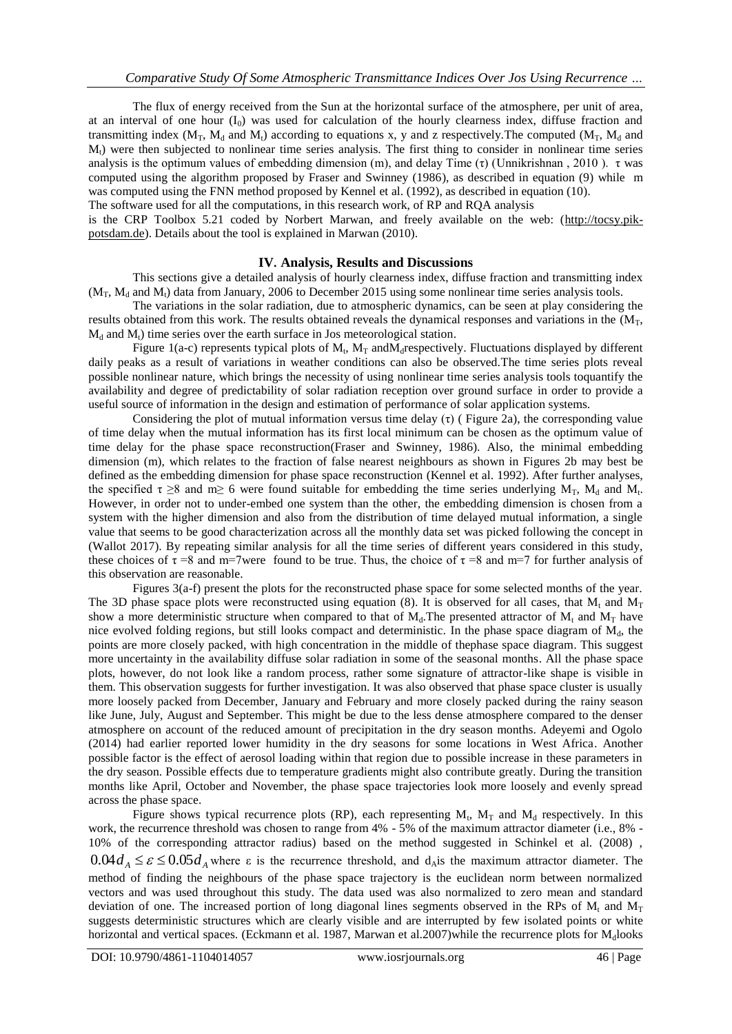The flux of energy received from the Sun at the horizontal surface of the atmosphere, per unit of area, at an interval of one hour ($I_0$) was used for calculation of the hourly clearness index, diffuse fraction and transmitting index ($M_T$, $M_d$ and $M_t$) according to equations x, y and z respectively.The computed ($M_T$, $M_d$ and $M_t$) were then subjected to nonlinear time series analysis. The first thing to consider in nonlinear time series analysis is the optimum values of embedding dimension (m), and delay Time ($\tau$) (Unnikrishnan , 2010 ). $\tau$ was computed using the algorithm proposed by Fraser and Swinney (1986), as described in equation (9) while m was computed using the FNN method proposed by Kennel et al. (1992), as described in equation (10).

The software used for all the computations, in this research work, of RP and RQA analysis is the CRP Toolbox 5.21 coded by Norbert Marwan, and freely available on the web: (http://tocsy.pik-potsdam.de). Details about the tool is explained in Marwan (2010).

## IV. Analysis, Results and Discussions

This sections give a detailed analysis of hourly clearness index, diffuse fraction and transmitting index ($M_T$, $M_d$ and $M_t$) data from January, 2006 to December 2015 using some nonlinear time series analysis tools.

The variations in the solar radiation, due to atmospheric dynamics, can be seen at play considering the results obtained from this work. The results obtained reveals the dynamical responses and variations in the ($M_T$, $M_d$ and $M_t$) time series over the earth surface in Jos meteorological station.

Figure 1(a-c) represents typical plots of $M_t$, $M_T$ and$M_d$respectively. Fluctuations displayed by different daily peaks as a result of variations in weather conditions can also be observed.The time series plots reveal possible nonlinear nature, which brings the necessity of using nonlinear time series analysis tools toquantify the availability and degree of predictability of solar radiation reception over ground surface in order to provide a useful source of information in the design and estimation of performance of solar application systems.

Considering the plot of mutual information versus time delay ($\tau$) ( Figure 2a), the corresponding value of time delay when the mutual information has its first local minimum can be chosen as the optimum value of time delay for the phase space reconstruction(Fraser and Swinney, 1986). Also, the minimal embedding dimension (m), which relates to the fraction of false nearest neighbours as shown in Figures 2b may best be defined as the embedding dimension for phase space reconstruction (Kennel et al. 1992). After further analyses, the specified $\tau \geq 8$ and $m \geq 6$ were found suitable for embedding the time series underlying $M_T$, $M_d$ and $M_t$. However, in order not to under-embed one system than the other, the embedding dimension is chosen from a system with the higher dimension and also from the distribution of time delayed mutual information, a single value that seems to be good characterization across all the monthly data set was picked following the concept in (Wallot 2017). By repeating similar analysis for all the time series of different years considered in this study, these choices of $\tau = 8$ and $m=7$were found to be true. Thus, the choice of $\tau = 8$ and $m=7$ for further analysis of this observation are reasonable.

Figures 3(a-f) present the plots for the reconstructed phase space for some selected months of the year. The 3D phase space plots were reconstructed using equation (8). It is observed for all cases, that $M_t$ and $M_T$ show a more deterministic structure when compared to that of $M_d$.The presented attractor of $M_t$ and $M_T$ have nice evolved folding regions, but still looks compact and deterministic. In the phase space diagram of $M_d$, the points are more closely packed, with high concentration in the middle of thephase space diagram. This suggest more uncertainty in the availability diffuse solar radiation in some of the seasonal months. All the phase space plots, however, do not look like a random process, rather some signature of attractor-like shape is visible in them. This observation suggests for further investigation. It was also observed that phase space cluster is usually more loosely packed from December, January and February and more closely packed during the rainy season like June, July, August and September. This might be due to the less dense atmosphere compared to the denser atmosphere on account of the reduced amount of precipitation in the dry season months. Adeyemi and Ogolo (2014) had earlier reported lower humidity in the dry seasons for some locations in West Africa. Another possible factor is the effect of aerosol loading within that region due to possible increase in these parameters in the dry season. Possible effects due to temperature gradients might also contribute greatly. During the transition months like April, October and November, the phase space trajectories look more loosely and evenly spread across the phase space.

Figure shows typical recurrence plots (RP), each representing $M_t$, $M_T$ and $M_d$ respectively. In this work, the recurrence threshold was chosen to range from 4% - 5% of the maximum attractor diameter (i.e., 8% - 10% of the corresponding attractor radius) based on the method suggested in Schinkel et al. (2008) , $0.04d_A \leq \varepsilon \leq 0.05d_A$ where $\varepsilon$ is the recurrence threshold, and $d_A$is the maximum attractor diameter. The method of finding the neighbours of the phase space trajectory is the euclidean norm between normalized vectors and was used throughout this study. The data used was also normalized to zero mean and standard deviation of one. The increased portion of long diagonal lines segments observed in the RPs of $M_t$ and $M_T$ suggests deterministic structures which are clearly visible and are interrupted by few isolated points or white horizontal and vertical spaces. (Eckmann et al. 1987, Marwan et al.2007)while the recurrence plots for $M_d$looks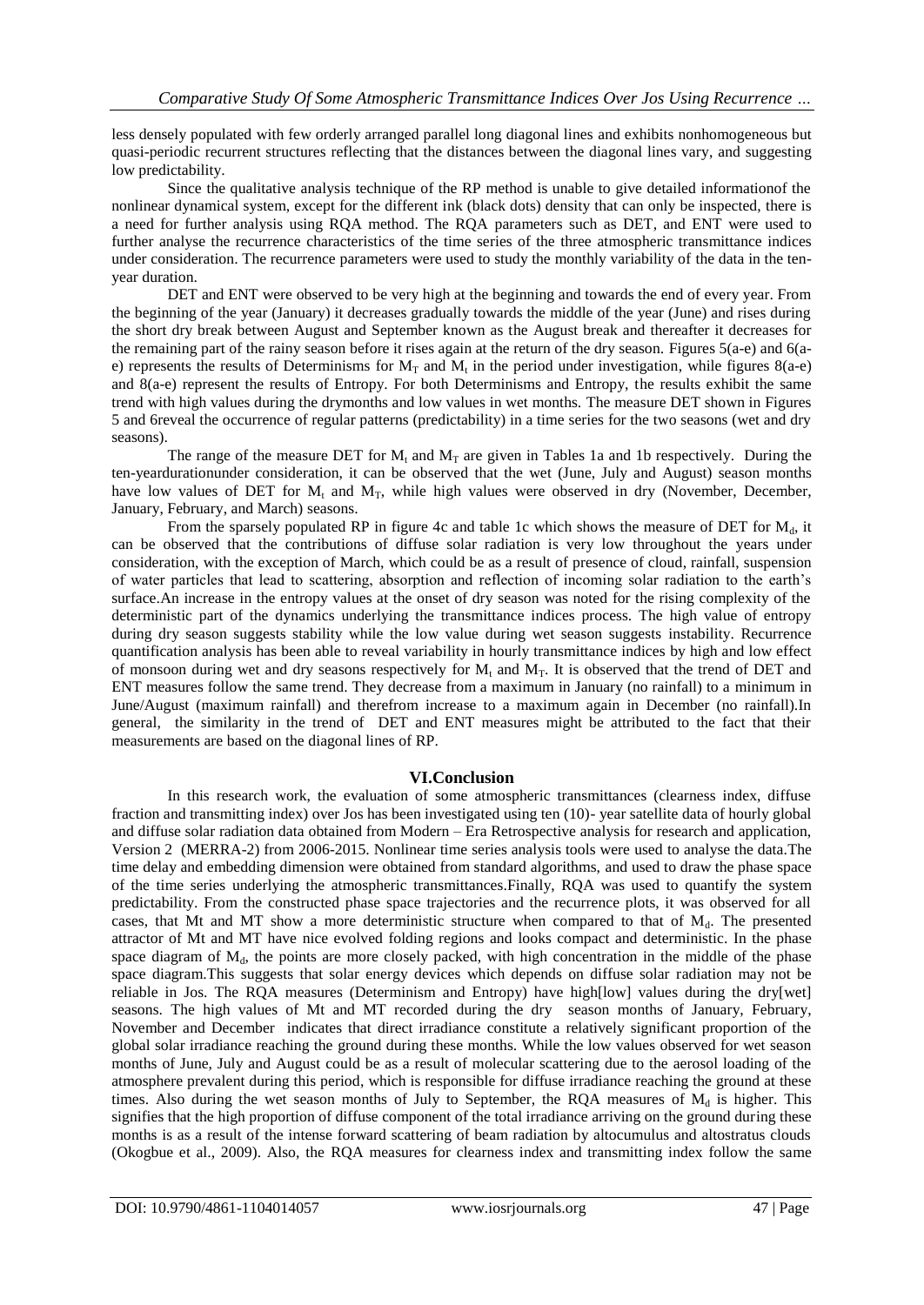less densely populated with few orderly arranged parallel long diagonal lines and exhibits nonhomogeneous but quasi-periodic recurrent structures reflecting that the distances between the diagonal lines vary, and suggesting low predictability.

Since the qualitative analysis technique of the RP method is unable to give detailed informationof the nonlinear dynamical system, except for the different ink (black dots) density that can only be inspected, there is a need for further analysis using RQA method. The RQA parameters such as DET, and ENT were used to further analyse the recurrence characteristics of the time series of the three atmospheric transmittance indices under consideration. The recurrence parameters were used to study the monthly variability of the data in the ten-year duration.

DET and ENT were observed to be very high at the beginning and towards the end of every year. From the beginning of the year (January) it decreases gradually towards the middle of the year (June) and rises during the short dry break between August and September known as the August break and thereafter it decreases for the remaining part of the rainy season before it rises again at the return of the dry season. Figures 5(a-e) and 6(a-e) represents the results of Determinisms for $M_T$ and $M_t$ in the period under investigation, while figures 8(a-e) and 8(a-e) represent the results of Entropy. For both Determinisms and Entropy, the results exhibit the same trend with high values during the drymonths and low values in wet months. The measure DET shown in Figures 5 and 6reveal the occurrence of regular patterns (predictability) in a time series for the two seasons (wet and dry seasons).

The range of the measure DET for $M_t$ and $M_T$ are given in Tables 1a and 1b respectively. During the ten-yeardurationunder consideration, it can be observed that the wet (June, July and August) season months have low values of DET for $M_t$ and $M_T$, while high values were observed in dry (November, December, January, February, and March) seasons.

From the sparsely populated RP in figure 4c and table 1c which shows the measure of DET for $M_d$, it can be observed that the contributions of diffuse solar radiation is very low throughout the years under consideration, with the exception of March, which could be as a result of presence of cloud, rainfall, suspension of water particles that lead to scattering, absorption and reflection of incoming solar radiation to the earth's surface.An increase in the entropy values at the onset of dry season was noted for the rising complexity of the deterministic part of the dynamics underlying the transmittance indices process. The high value of entropy during dry season suggests stability while the low value during wet season suggests instability. Recurrence quantification analysis has been able to reveal variability in hourly transmittance indices by high and low effect of monsoon during wet and dry seasons respectively for $M_t$ and $M_T$. It is observed that the trend of DET and ENT measures follow the same trend. They decrease from a maximum in January (no rainfall) to a minimum in June/August (maximum rainfall) and therefrom increase to a maximum again in December (no rainfall).In general, the similarity in the trend of DET and ENT measures might be attributed to the fact that their measurements are based on the diagonal lines of RP.

## VI.Conclusion

In this research work, the evaluation of some atmospheric transmittances (clearness index, diffuse fraction and transmitting index) over Jos has been investigated using ten (10)- year satellite data of hourly global and diffuse solar radiation data obtained from Modern – Era Retrospective analysis for research and application, Version 2 (MERRA-2) from 2006-2015. Nonlinear time series analysis tools were used to analyse the data.The time delay and embedding dimension were obtained from standard algorithms, and used to draw the phase space of the time series underlying the atmospheric transmittances.Finally, RQA was used to quantify the system predictability. From the constructed phase space trajectories and the recurrence plots, it was observed for all cases, that Mt and MT show a more deterministic structure when compared to that of $M_d$. The presented attractor of Mt and MT have nice evolved folding regions and looks compact and deterministic. In the phase space diagram of $M_d$, the points are more closely packed, with high concentration in the middle of the phase space diagram.This suggests that solar energy devices which depends on diffuse solar radiation may not be reliable in Jos. The RQA measures (Determinism and Entropy) have high[low] values during the dry[wet] seasons. The high values of Mt and MT recorded during the dry season months of January, February, November and December indicates that direct irradiance constitute a relatively significant proportion of the global solar irradiance reaching the ground during these months. While the low values observed for wet season months of June, July and August could be as a result of molecular scattering due to the aerosol loading of the atmosphere prevalent during this period, which is responsible for diffuse irradiance reaching the ground at these times. Also during the wet season months of July to September, the RQA measures of $M_d$ is higher. This signifies that the high proportion of diffuse component of the total irradiance arriving on the ground during these months is as a result of the intense forward scattering of beam radiation by altocumulus and altostratus clouds (Okogbue et al., 2009). Also, the RQA measures for clearness index and transmitting index follow the same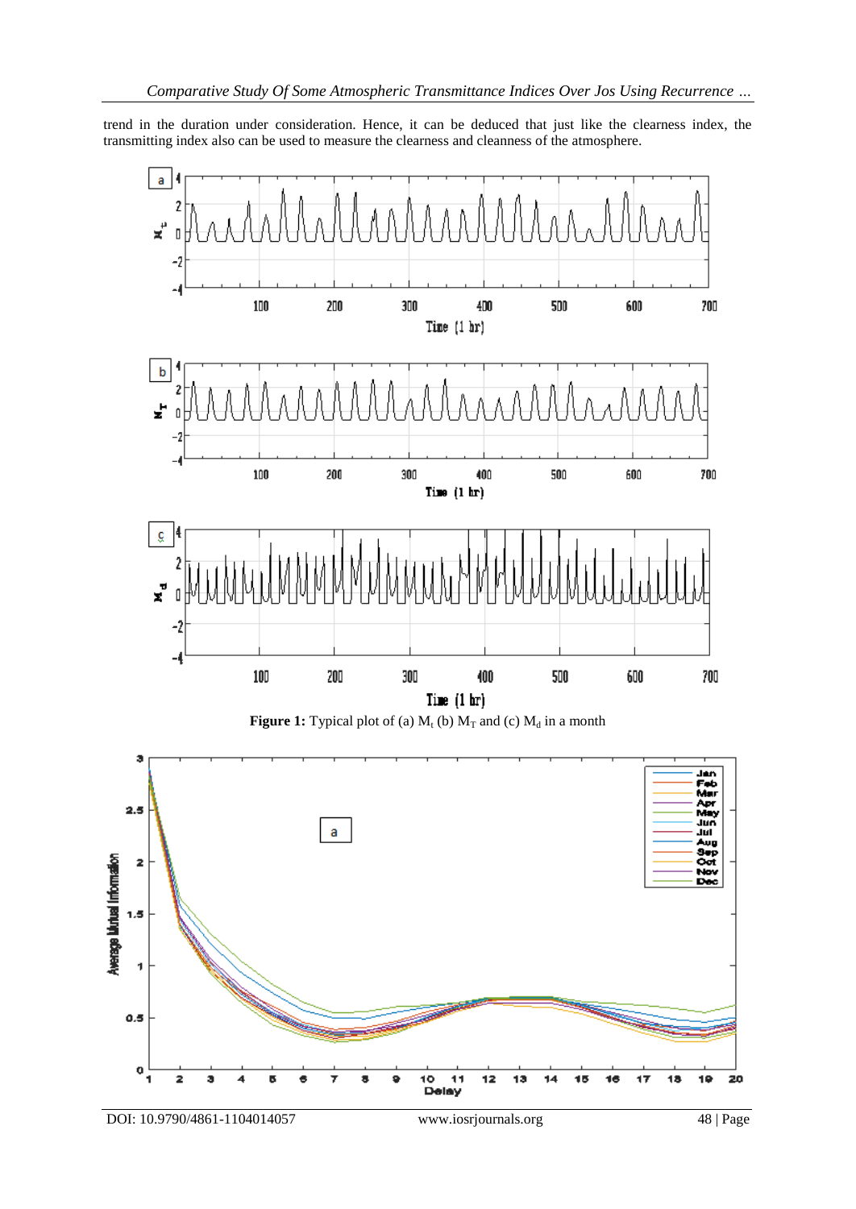trend in the duration under consideration. Hence, it can be deduced that just like the clearness index, the transmitting index also can be used to measure the clearness and cleanness of the atmosphere.

**Figure 1:** Typical plot of (a) $M_t$ (b) $M_T$ and (c) $M_d$ in a month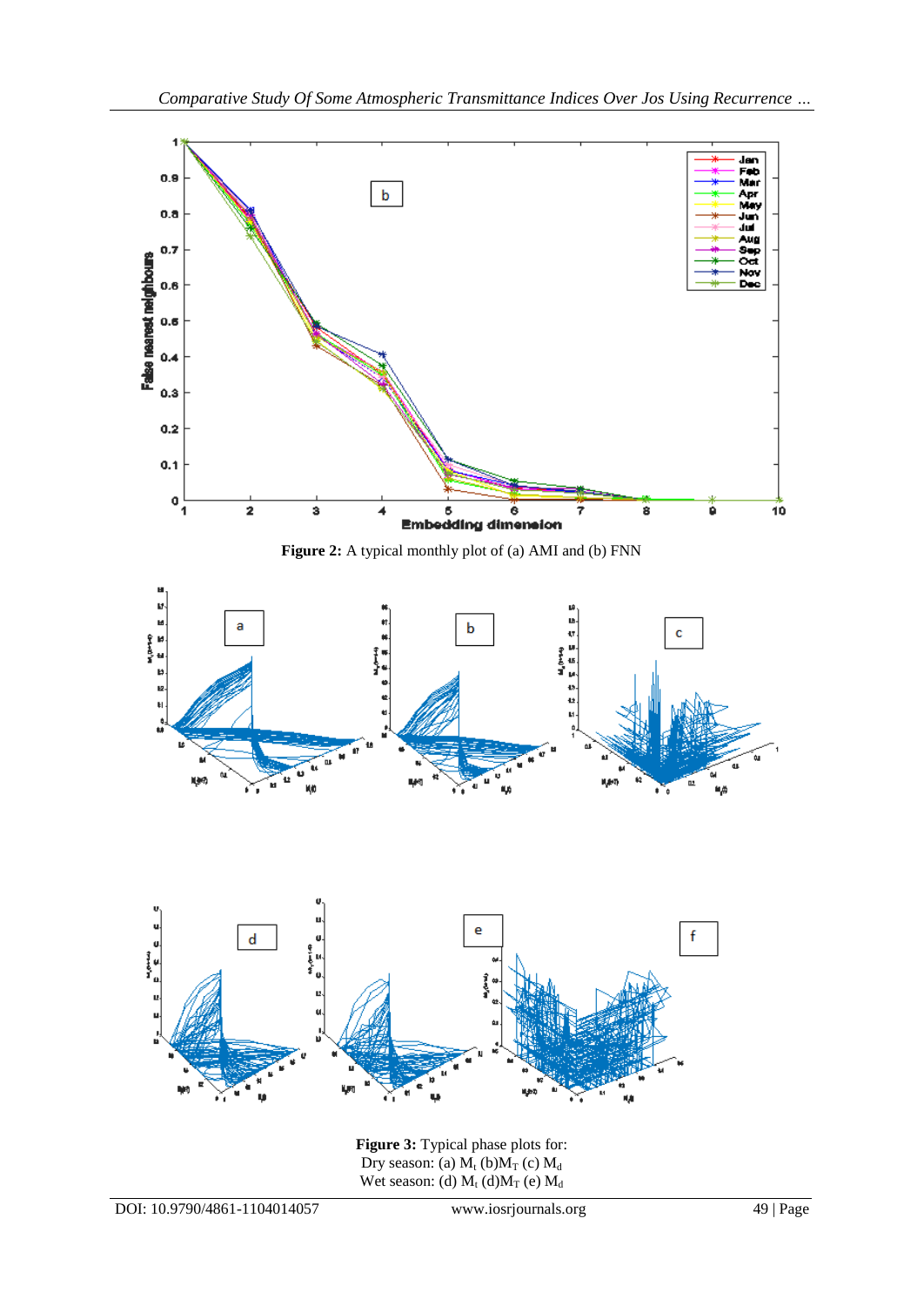**Figure 2:** A typical monthly plot of (a) AMI and (b) FNN

**Figure 3:** Typical phase plots for:
Dry season: (a) $M_t$ (b)$M_T$ (c) $M_d$
Wet season: (d) $M_t$ (d)$M_T$ (e) $M_d$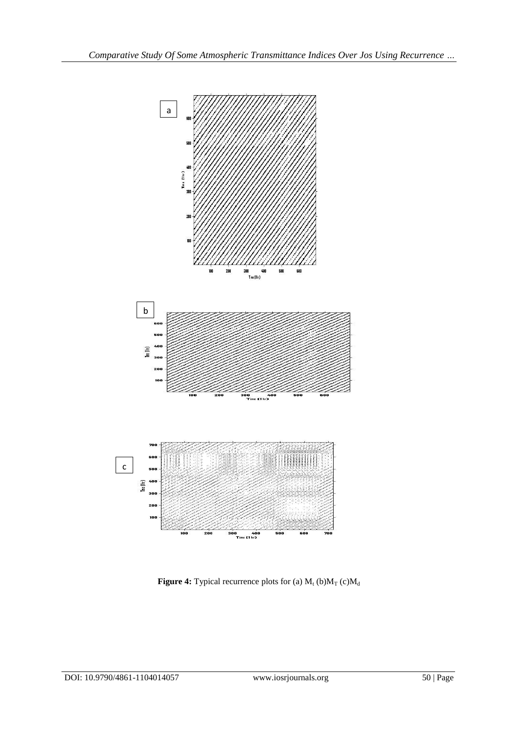**Figure 4:** Typical recurrence plots for (a) $M_t$ (b)$M_T$ (c)$M_d$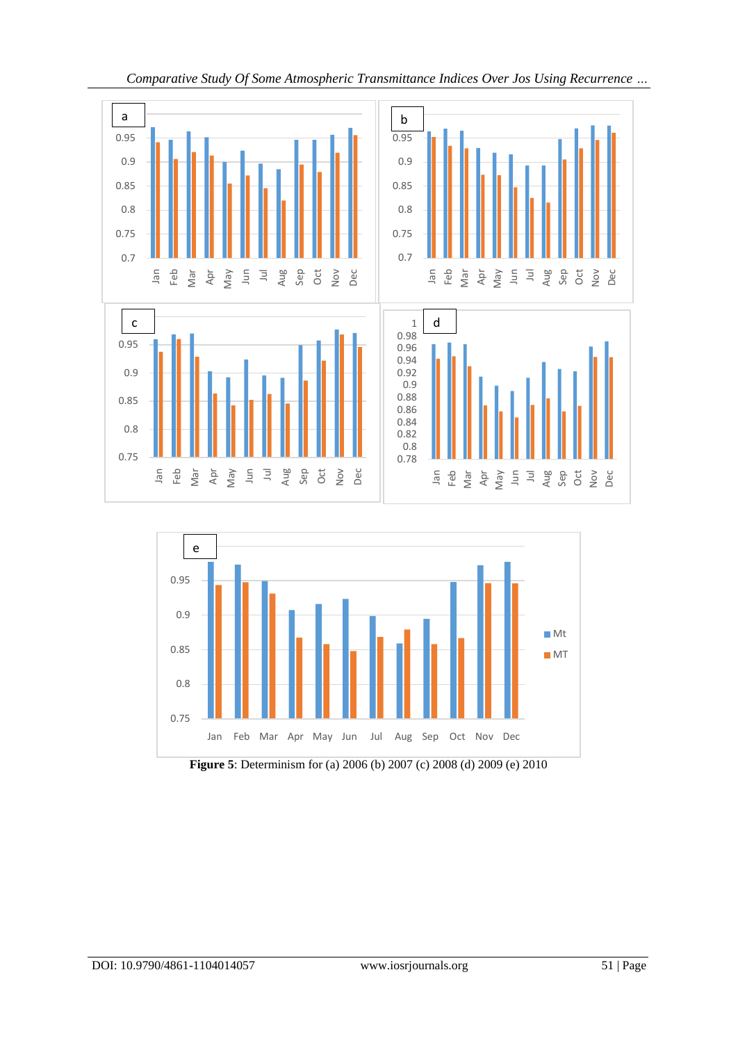**Figure 5**: Determinism for (a) 2006 (b) 2007 (c) 2008 (d) 2009 (e) 2010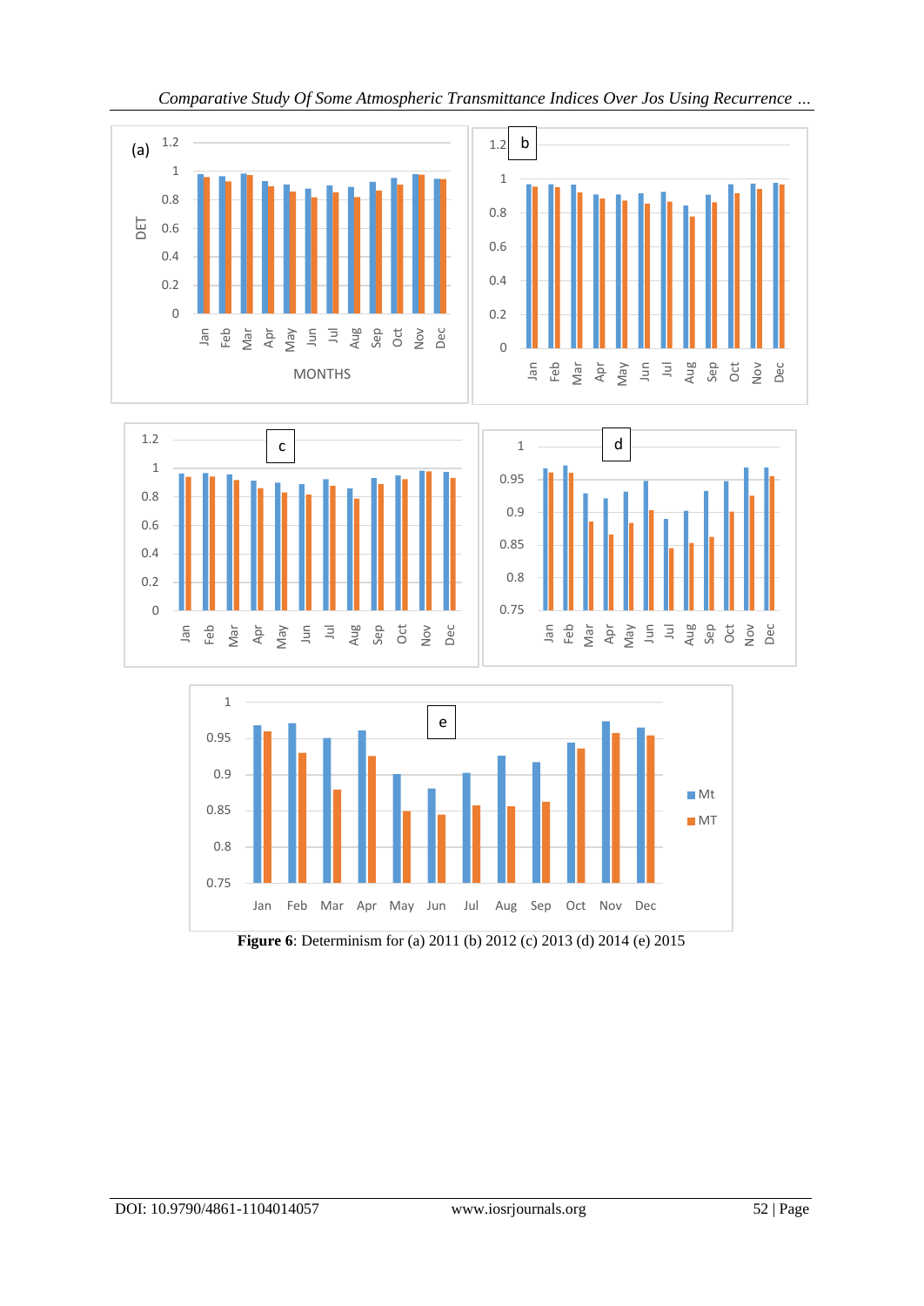**Figure 6**: Determinism for (a) 2011 (b) 2012 (c) 2013 (d) 2014 (e) 2015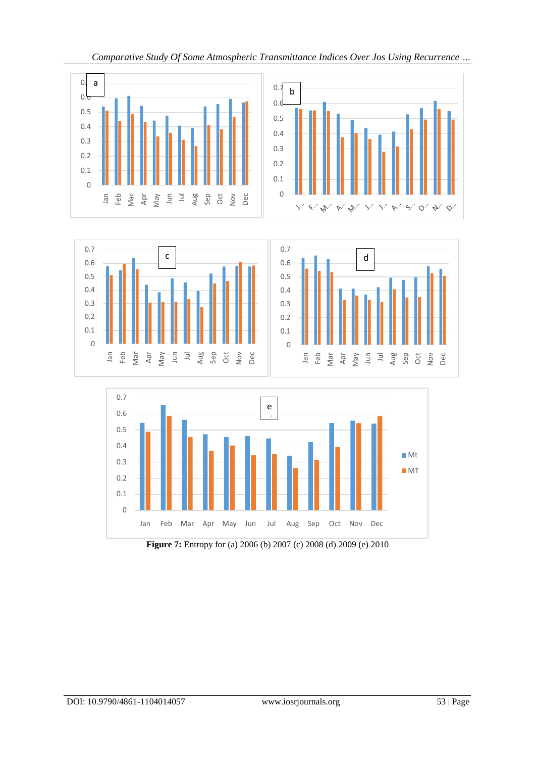Figure 7: Entropy for (a) 2006 (b) 2007 (c) 2008 (d) 2009 (e) 2010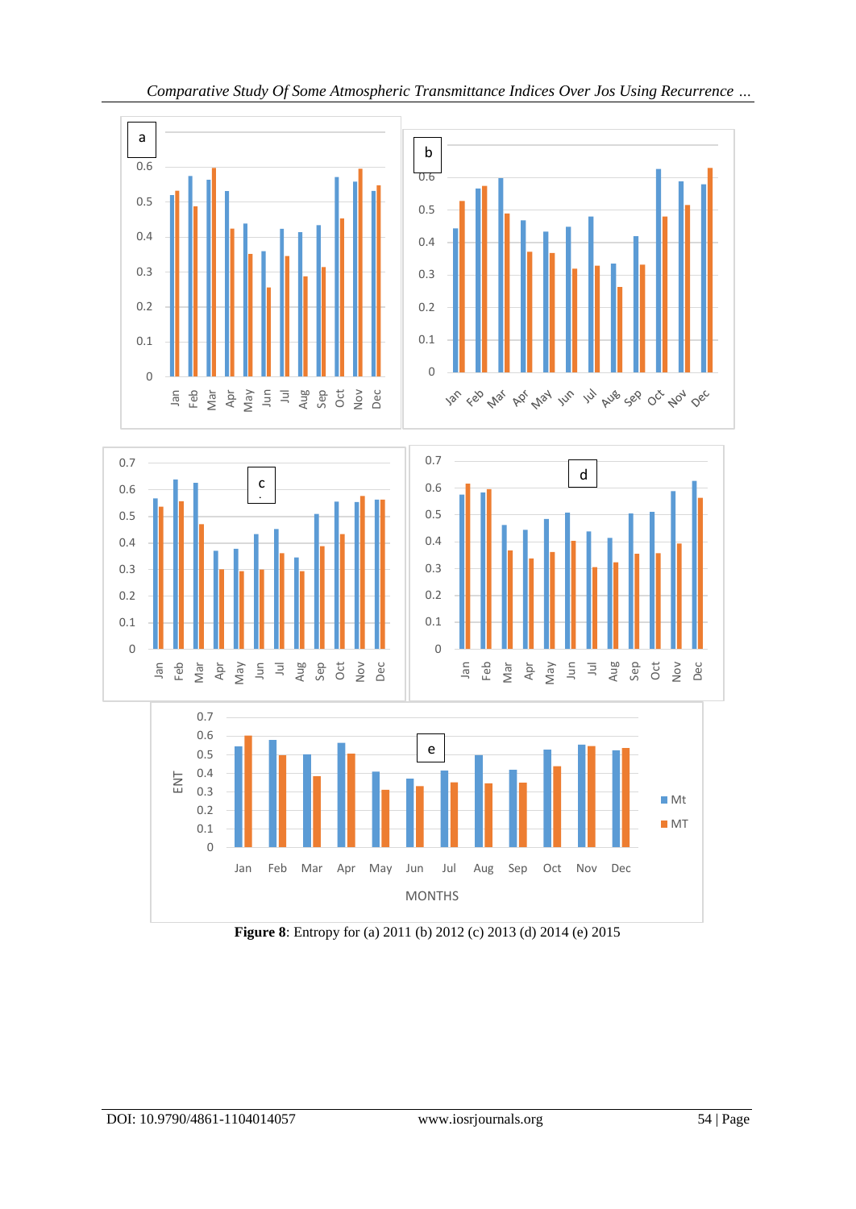**Figure 8**: Entropy for (a) 2011 (b) 2012 (c) 2013 (d) 2014 (e) 2015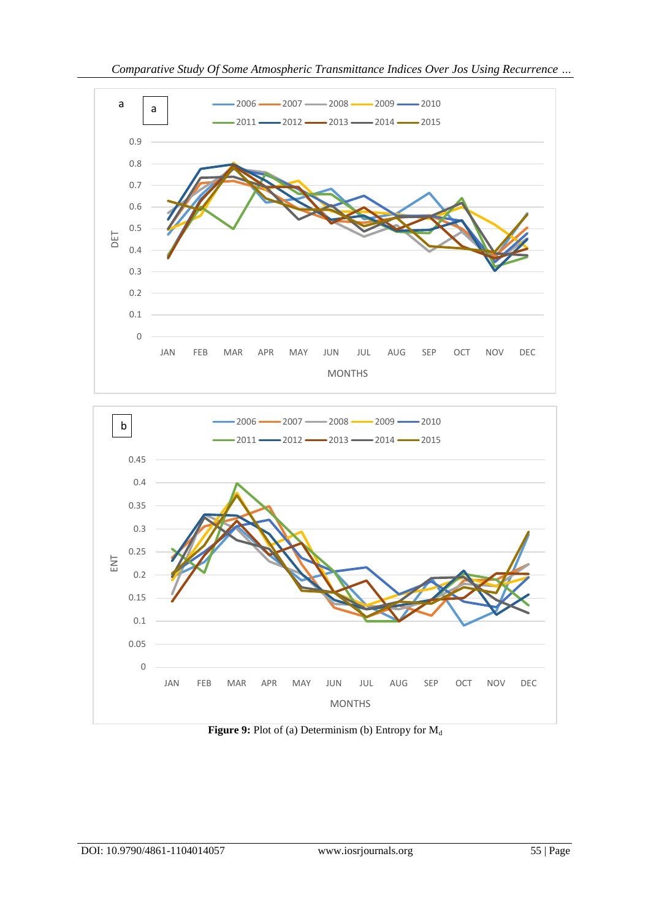**Figure 9:** Plot of (a) Determinism (b) Entropy for $M_d$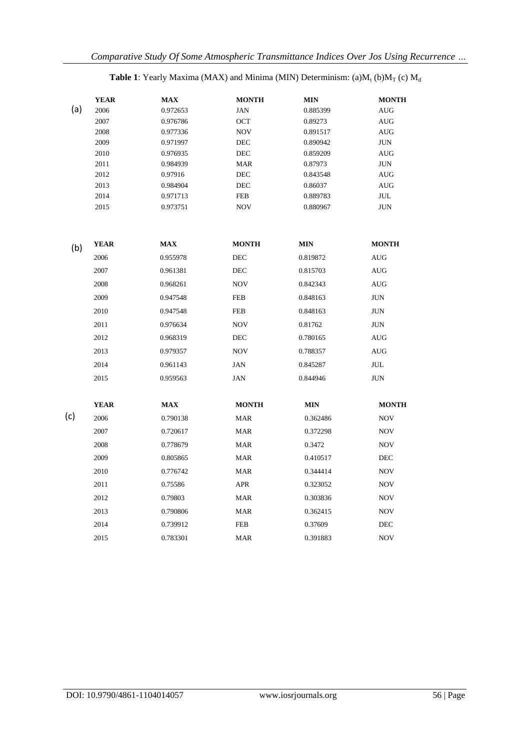**Table 1**: Yearly Maxima (MAX) and Minima (MIN) Determinism: (a)$M_t$ (b)$M_T$ (c) $M_d$

(a)

| YEAR | MAX | MONTH | MIN | MONTH |
|---|---|---|---|---|
| 2006 | 0.972653 | JAN | 0.885399 | AUG |
| 2007 | 0.976786 | OCT | 0.89273 | AUG |
| 2008 | 0.977336 | NOV | 0.891517 | AUG |
| 2009 | 0.971997 | DEC | 0.890942 | JUN |
| 2010 | 0.976935 | DEC | 0.859209 | AUG |
| 2011 | 0.984939 | MAR | 0.87973 | JUN |
| 2012 | 0.97916 | DEC | 0.843548 | AUG |
| 2013 | 0.984904 | DEC | 0.86037 | AUG |
| 2014 | 0.971713 | FEB | 0.889783 | JUL |
| 2015 | 0.973751 | NOV | 0.880967 | JUN |

(b)

| YEAR | MAX | MONTH | MIN | MONTH |
|---|---|---|---|---|
| 2006 | 0.955978 | DEC | 0.819872 | AUG |
| 2007 | 0.961381 | DEC | 0.815703 | AUG |
| 2008 | 0.968261 | NOV | 0.842343 | AUG |
| 2009 | 0.947548 | FEB | 0.848163 | JUN |
| 2010 | 0.947548 | FEB | 0.848163 | JUN |
| 2011 | 0.976634 | NOV | 0.81762 | JUN |
| 2012 | 0.968319 | DEC | 0.780165 | AUG |
| 2013 | 0.979357 | NOV | 0.788357 | AUG |
| 2014 | 0.961143 | JAN | 0.845287 | JUL |
| 2015 | 0.959563 | JAN | 0.844946 | JUN |

(c)

| YEAR | MAX | MONTH | MIN | MONTH |
|---|---|---|---|---|
| 2006 | 0.790138 | MAR | 0.362486 | NOV |
| 2007 | 0.720617 | MAR | 0.372298 | NOV |
| 2008 | 0.778679 | MAR | 0.3472 | NOV |
| 2009 | 0.805865 | MAR | 0.410517 | DEC |
| 2010 | 0.776742 | MAR | 0.344414 | NOV |
| 2011 | 0.75586 | APR | 0.323052 | NOV |
| 2012 | 0.79803 | MAR | 0.303836 | NOV |
| 2013 | 0.790806 | MAR | 0.362415 | NOV |
| 2014 | 0.739912 | FEB | 0.37609 | DEC |
| 2015 | 0.783301 | MAR | 0.391883 | NOV |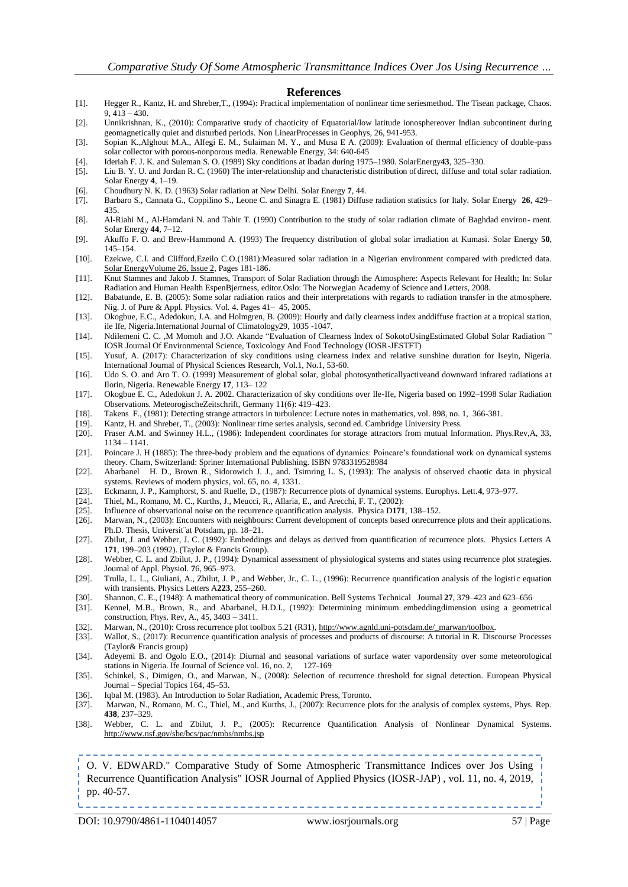## References

[1]. Hegger R., Kantz, H. and Shreber,T., (1994): Practical implementation of nonlinear time seriesmethod. The Tisean package, Chaos. 9, 413 – 430.

[2]. Unnikrishnan, K., (2010): Comparative study of chaoticity of Equatorial/low latitude ionosphereover Indian subcontinent during geomagnetically quiet and disturbed periods. Non LinearProcesses in Geophys, 26, 941-953.

[3]. Sopian K.,Alghout M.A., Alfegi E. M., Sulaiman M. Y., and Musa E A. (2009): Evaluation of thermal efficiency of double-pass solar collector with porous-nonporous media. Renewable Energy, 34: 640-645

[4]. Ideriah F. J. K. and Suleman S. O. (1989) Sky conditions at Ibadan during 1975–1980. SolarEnergy**43**, 325–330.

[5]. Liu B. Y. U. and Jordan R. C. (1960) The inter-relationship and characteristic distribution ofdirect, diffuse and total solar radiation. Solar Energy **4**, 1–19.

[6]. Choudhury N. K. D. (1963) Solar radiation at New Delhi. Solar Energy **7**, 44.

[7]. Barbaro S., Cannata G., Coppilino S., Leone C. and Sinagra E. (1981) Diffuse radiation statistics for Italy. Solar Energy **26**, 429–435.

[8]. Al-Riahi M., Al-Hamdani N. and Tahir T. (1990) Contribution to the study of solar radiation climate of Baghdad environ- ment. Solar Energy **44**, 7–12.

[9]. Akuffo F. O. and Brew-Hammond A. (1993) The frequency distribution of global solar irradiation at Kumasi. Solar Energy **50**, 145–154.

[10]. Ezekwe, C.I. and Clifford,Ezeilo C.O.(1981):Measured solar radiation in a Nigerian environment compared with predicted data. Solar EnergyVolume 26, Issue 2, Pages 181-186.

[11]. Knut Stamnes and Jakob J. Stamnes, Transport of Solar Radiation through the Atmosphere: Aspects Relevant for Health; In: Solar Radiation and Human Health EspenBjertness, editor.Oslo: The Norwegian Academy of Science and Letters, 2008.

[12]. Babatunde, E. B. (2005): Some solar radiation ratios and their interpretations with regards to radiation transfer in the atmosphere. Nig. J. of Pure & Appl. Physics. Vol. 4. Pages 41– 45, 2005.

[13]. Okogbue, E.C., Adedokun, J.A. and Holmgren, B. (2009): Hourly and daily clearness index anddiffuse fraction at a tropical station, ile Ife, Nigeria.International Journal of Climatology29, 1035 -1047.

[14]. Ndilemeni C. C. ,M Momoh and J.O. Akande "Evaluation of Clearness Index of SokotoUsingEstimated Global Solar Radiation " IOSR Journal Of Environmental Science, Toxicology And Food Technology (IOSR-JESTFT)

[15]. Yusuf, A. (2017): Characterization of sky conditions using clearness index and relative sunshine duration for Iseyin, Nigeria. International Journal of Physical Sciences Research, Vol.1, No.1, 53-60.

[16]. Udo S. O. and Aro T. O. (1999) Measurement of global solar, global photosyntheticallyactiveand downward infrared radiations at Ilorin, Nigeria. Renewable Energy **17**, 113– 122

[17]. Okogbue E. C., Adedokun J. A. 2002. Characterization of sky conditions over Ile-Ife, Nigeria based on 1992–1998 Solar Radiation Observations. MeteorogischeZeitschrift, Germany 11(6): 419–423.

[18]. Takens F., (1981): Detecting strange attractors in turbulence: Lecture notes in mathematics, vol. 898, no. 1, 366-381.

[19]. Kantz, H. and Shreber, T., (2003): Nonlinear time series analysis, second ed. Cambridge University Press.

[20]. Fraser A.M. and Swinney H.L., (1986): Independent coordinates for storage attractors from mutual Information. Phys.Rev,A, 33, 1134 – 1141.

[21]. Poincare J. H (1885): The three-body problem and the equations of dynamics: Poincare's foundational work on dynamical systems theory. Cham, Switzerland: Spriner International Publishing. ISBN 9783319528984

[22]. Abarbanel H. D., Brown R., Sidorowich J. J., and. Tsimring L. S, (1993): The analysis of observed chaotic data in physical systems. Reviews of modern physics, vol. 65, no. 4, 1331.

[23]. Eckmann, J. P., Kamphorst, S. and Ruelle, D., (1987): Recurrence plots of dynamical systems. Europhys. Lett.**4**, 973–977.

[24]. Thiel, M., Romano, M. C., Kurths, J., Meucci, R., Allaria, E., and Arecchi, F. T., (2002):

[25]. Influence of observational noise on the recurrence quantification analysis. Physica D**171**, 138–152.

[26]. Marwan, N., (2003): Encounters with neighbours: Current development of concepts based onrecurrence plots and their applications. Ph.D. Thesis, Universit¨at Potsdam, pp. 18–21.

[27]. Zbilut, J. and Webber, J. C. (1992): Embeddings and delays as derived from quantification of recurrence plots. Physics Letters A **171**, 199–203 (1992). (Taylor & Francis Group).

[28]. Webber, C. L. and Zbilut, J. P., (1994): Dynamical assessment of physiological systems and states using recurrence plot strategies. Journal of Appl. Physiol. **7**6, 965–973.

[29]. Trulla, L. L., Giuliani, A., Zbilut, J. P., and Webber, Jr., C. L., (1996): Recurrence quantification analysis of the logistic equation with transients. Physics Letters A**223**, 255–260.

[30]. Shannon, C. E., (1948): A mathematical theory of communication. Bell Systems Technical Journal **27**, 379–423 and 623–656

[31]. Kennel, M.B., Brown, R., and Abarbanel, H.D.I., (1992): Determining minimum embeddingdimension using a geometrical construction, Phys. Rev, A., 45, 3403 – 3411.

[32]. Marwan, N., (2010): Cross recurrence plot toolbox 5.21 (R31), http://www.agnld.uni-potsdam.de/_marwan/toolbox.

[33]. Wallot, S., (2017): Recurrence quantification analysis of processes and products of discourse: A tutorial in R. Discourse Processes (Taylor& Francis group)

[34]. Adeyemi B. and Ogolo E.O., (2014): Diurnal and seasonal variations of surface water vapordensity over some meteorological stations in Nigeria. Ife Journal of Science vol. 16, no. 2, 127-169

[35]. Schinkel, S., Dimigen, O., and Marwan, N., (2008): Selection of recurrence threshold for signal detection. European Physical Journal – Special Topics 164, 45–53.

[36]. Iqbal M. (1983). An Introduction to Solar Radiation, Academic Press, Toronto.

[37]. Marwan, N., Romano, M. C., Thiel, M., and Kurths, J., (2007): Recurrence plots for the analysis of complex systems, Phys. Rep. **438**, 237–329.

[38]. Webber, C. L. and Zbilut, J. P., (2005): Recurrence Quantification Analysis of Nonlinear Dynamical Systems. http://www.nsf.gov/sbe/bcs/pac/nmbs/nmbs.jsp

O. V. EDWARD." Comparative Study of Some Atmospheric Transmittance Indices over Jos Using Recurrence Quantification Analysis" IOSR Journal of Applied Physics (IOSR-JAP) , vol. 11, no. 4, 2019, pp. 40-57.